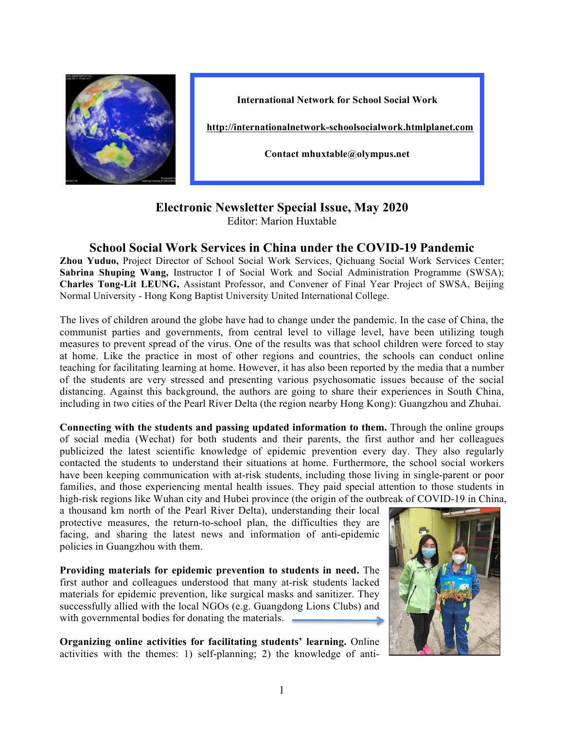International Network for School Social Work

http://internationalnetwork-schoolsocialwork.htmlplanet.com

Contact mhuxtable@olympus.net

# Electronic Newsletter Special Issue, May 2020

Editor: Marion Huxtable

## School Social Work Services in China under the COVID-19 Pandemic

**Zhou Yuduo,** Project Director of School Social Work Services, Qichuang Social Work Services Center; **Sabrina Shuping Wang,** Instructor I of Social Work and Social Administration Programme (SWSA); **Charles Tong-Lit LEUNG,** Assistant Professor, and Convener of Final Year Project of SWSA, Beijing Normal University - Hong Kong Baptist University United International College.

The lives of children around the globe have had to change under the pandemic. In the case of China, the communist parties and governments, from central level to village level, have been utilizing tough measures to prevent spread of the virus. One of the results was that school children were forced to stay at home. Like the practice in most of other regions and countries, the schools can conduct online teaching for facilitating learning at home. However, it has also been reported by the media that a number of the students are very stressed and presenting various psychosomatic issues because of the social distancing. Against this background, the authors are going to share their experiences in South China, including in two cities of the Pearl River Delta (the region nearby Hong Kong): Guangzhou and Zhuhai.

**Connecting with the students and passing updated information to them.** Through the online groups of social media (Wechat) for both students and their parents, the first author and her colleagues publicized the latest scientific knowledge of epidemic prevention every day. They also regularly contacted the students to understand their situations at home. Furthermore, the school social workers have been keeping communication with at-risk students, including those living in single-parent or poor families, and those experiencing mental health issues. They paid special attention to those students in high-risk regions like Wuhan city and Hubei province (the origin of the outbreak of COVID-19 in China, a thousand km north of the Pearl River Delta), understanding their local protective measures, the return-to-school plan, the difficulties they are facing, and sharing the latest news and information of anti-epidemic policies in Guangzhou with them.

**Providing materials for epidemic prevention to students in need.** The first author and colleagues understood that many at-risk students lacked materials for epidemic prevention, like surgical masks and sanitizer. They successfully allied with the local NGOs (e.g. Guangdong Lions Clubs) and with governmental bodies for donating the materials.

**Organizing online activities for facilitating students' learning.** Online activities with the themes: 1) self-planning; 2) the knowledge of anti-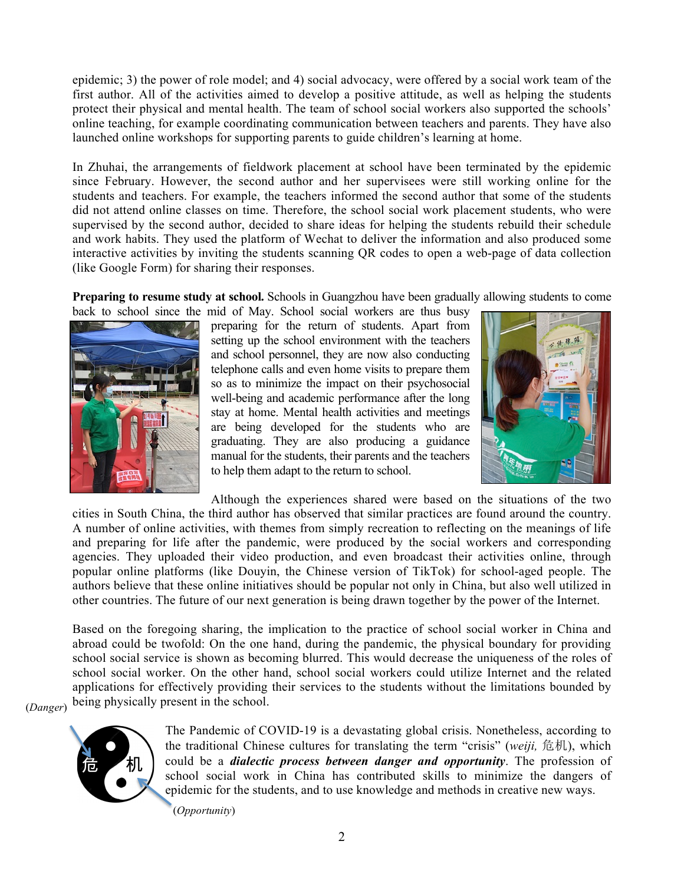epidemic; 3) the power of role model; and 4) social advocacy, were offered by a social work team of the first author. All of the activities aimed to develop a positive attitude, as well as helping the students protect their physical and mental health. The team of school social workers also supported the schools' online teaching, for example coordinating communication between teachers and parents. They have also launched online workshops for supporting parents to guide children's learning at home.

In Zhuhai, the arrangements of fieldwork placement at school have been terminated by the epidemic since February. However, the second author and her supervisees were still working online for the students and teachers. For example, the teachers informed the second author that some of the students did not attend online classes on time. Therefore, the school social work placement students, who were supervised by the second author, decided to share ideas for helping the students rebuild their schedule and work habits. They used the platform of Wechat to deliver the information and also produced some interactive activities by inviting the students scanning QR codes to open a web-page of data collection (like Google Form) for sharing their responses.

**Preparing to resume study at school.** Schools in Guangzhou have been gradually allowing students to come back to school since the mid of May. School social workers are thus busy preparing for the return of students. Apart from setting up the school environment with the teachers and school personnel, they are now also conducting telephone calls and even home visits to prepare them so as to minimize the impact on their psychosocial well-being and academic performance after the long stay at home. Mental health activities and meetings are being developed for the students who are graduating. They are also producing a guidance manual for the students, their parents and the teachers to help them adapt to the return to school.

Although the experiences shared were based on the situations of the two cities in South China, the third author has observed that similar practices are found around the country. A number of online activities, with themes from simply recreation to reflecting on the meanings of life and preparing for life after the pandemic, were produced by the social workers and corresponding agencies. They uploaded their video production, and even broadcast their activities online, through popular online platforms (like Douyin, the Chinese version of TikTok) for school-aged people. The authors believe that these online initiatives should be popular not only in China, but also well utilized in other countries. The future of our next generation is being drawn together by the power of the Internet.

Based on the foregoing sharing, the implication to the practice of school social worker in China and abroad could be twofold: On the one hand, during the pandemic, the physical boundary for providing school social service is shown as becoming blurred. This would decrease the uniqueness of the roles of school social worker. On the other hand, school social workers could utilize Internet and the related applications for effectively providing their services to the students without the limitations bounded by being physically present in the school.

(*Danger*) 危 机 (*Opportunity*)

The Pandemic of COVID-19 is a devastating global crisis. Nonetheless, according to the traditional Chinese cultures for translating the term "crisis" (*weiji*, 危机), which could be a ***dialectic process between danger and opportunity***. The profession of school social work in China has contributed skills to minimize the dangers of epidemic for the students, and to use knowledge and methods in creative new ways.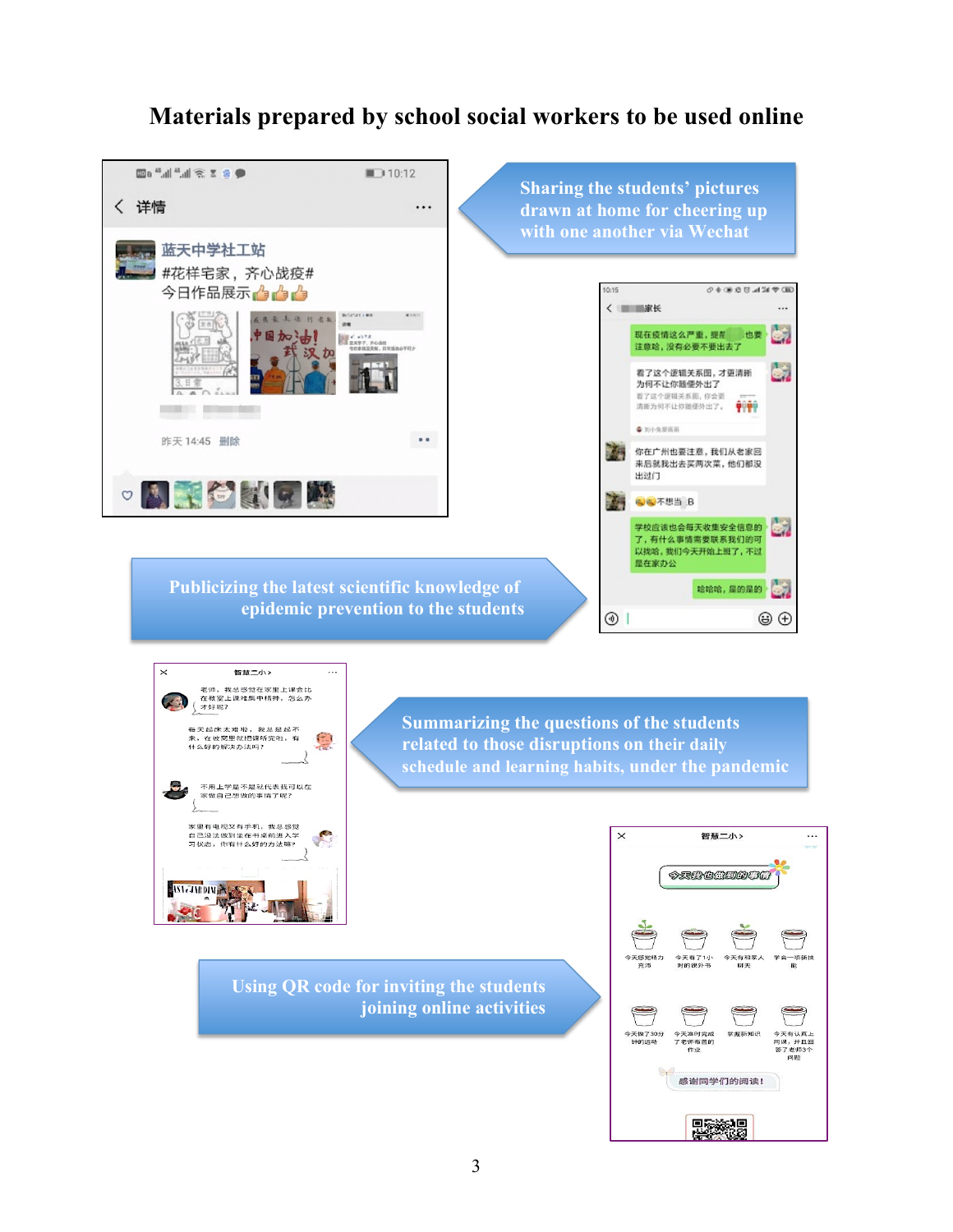# Materials prepared by school social workers to be used online

Sharing the students' pictures drawn at home for cheering up with one another via Wechat

Publicizing the latest scientific knowledge of epidemic prevention to the students

Summarizing the questions of the students related to those disruptions on their daily schedule and learning habits, under the pandemic

Using QR code for inviting the students joining online activities